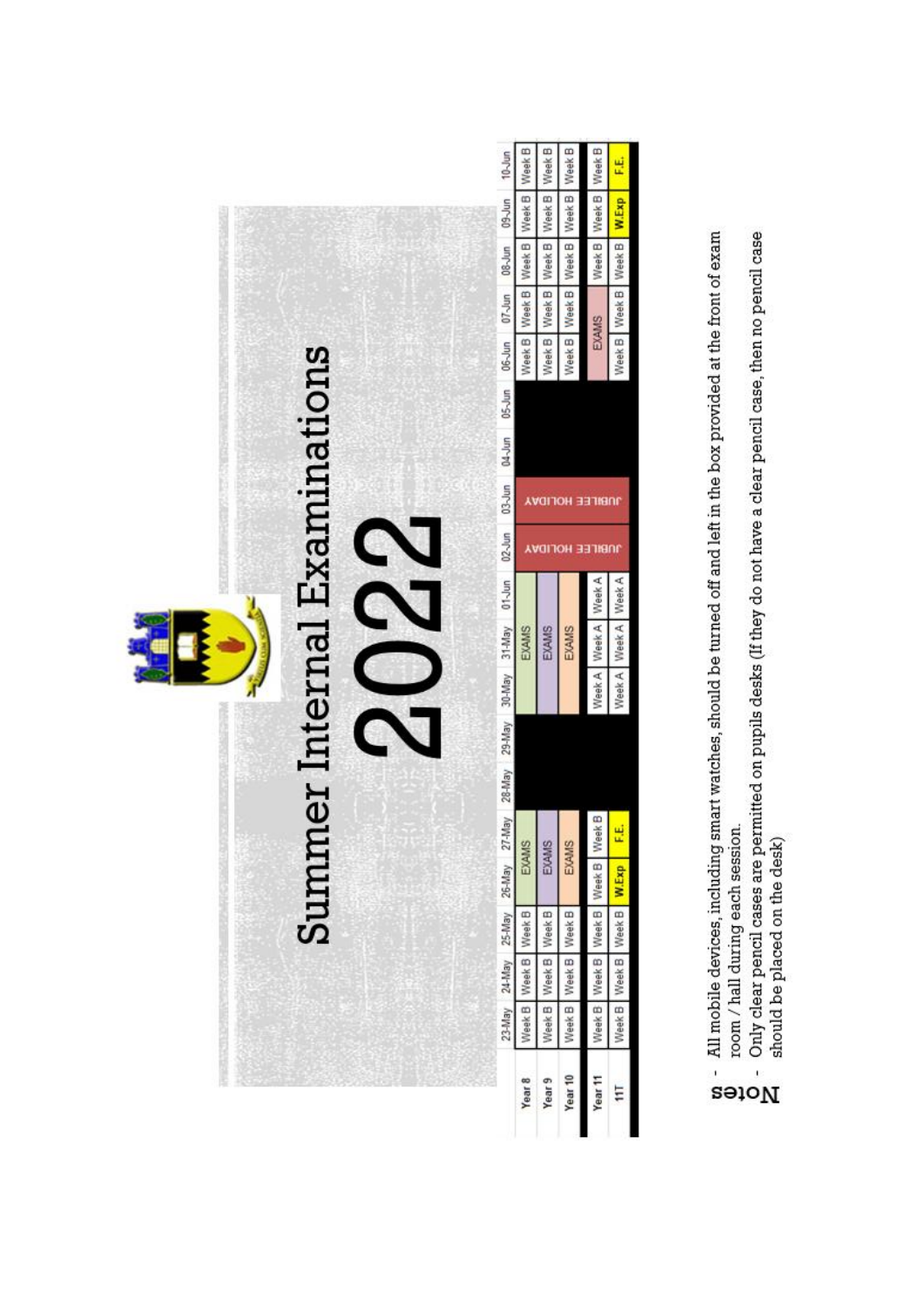# Summer Internal Examinations

# 2022

| | 23-May | 24-May | 25-May | 26-May | 27-May | 28-May | 29-May | 30-May | 31-May | 01-Jun | 02-Jun | 03-Jun | 04-Jun | 05-Jun | 06-Jun | 07-Jun | 08-Jun | 09-Jun | 10-Jun |
|---|---|---|---|---|---|---|---|---|---|---|---|---|---|---|---|---|---|---|---|
| **Year 8** | Week B | Week B | Week B | EXAMS | | | | | EXAMS | | JUBILEE HOLIDAY | JUBILEE HOLIDAY | | | Week B | Week B | Week B | Week B | Week B |
| **Year 9** | Week B | Week B | Week B | EXAMS | | | | | EXAMS | | JUBILEE HOLIDAY | JUBILEE HOLIDAY | | | Week B | Week B | Week B | Week B | Week B |
| **Year 10** | Week B | Week B | Week B | EXAMS | | | | | EXAMS | | JUBILEE HOLIDAY | JUBILEE HOLIDAY | | | Week B | Week B | Week B | Week B | Week B |
| **Year 11** | Week B | Week B | Week B | Week B | Week B | | | Week A | Week A | Week A | JUBILEE HOLIDAY | JUBILEE HOLIDAY | | | EXAMS | | Week B | Week B | Week B |
| **11T** | Week B | Week B | Week B | W.Exp | F.E. | | | Week A | Week A | Week A | JUBILEE HOLIDAY | JUBILEE HOLIDAY | | | Week B | Week B | Week B | W.Exp | F.E. |

**Notes**

- All mobile devices, including smart watches, should be turned off and left in the box provided at the front of exam room / hall during each session.
- Only clear pencil cases are permitted on pupils desks (If they do not have a clear pencil case, then no pencil case should be placed on the desk)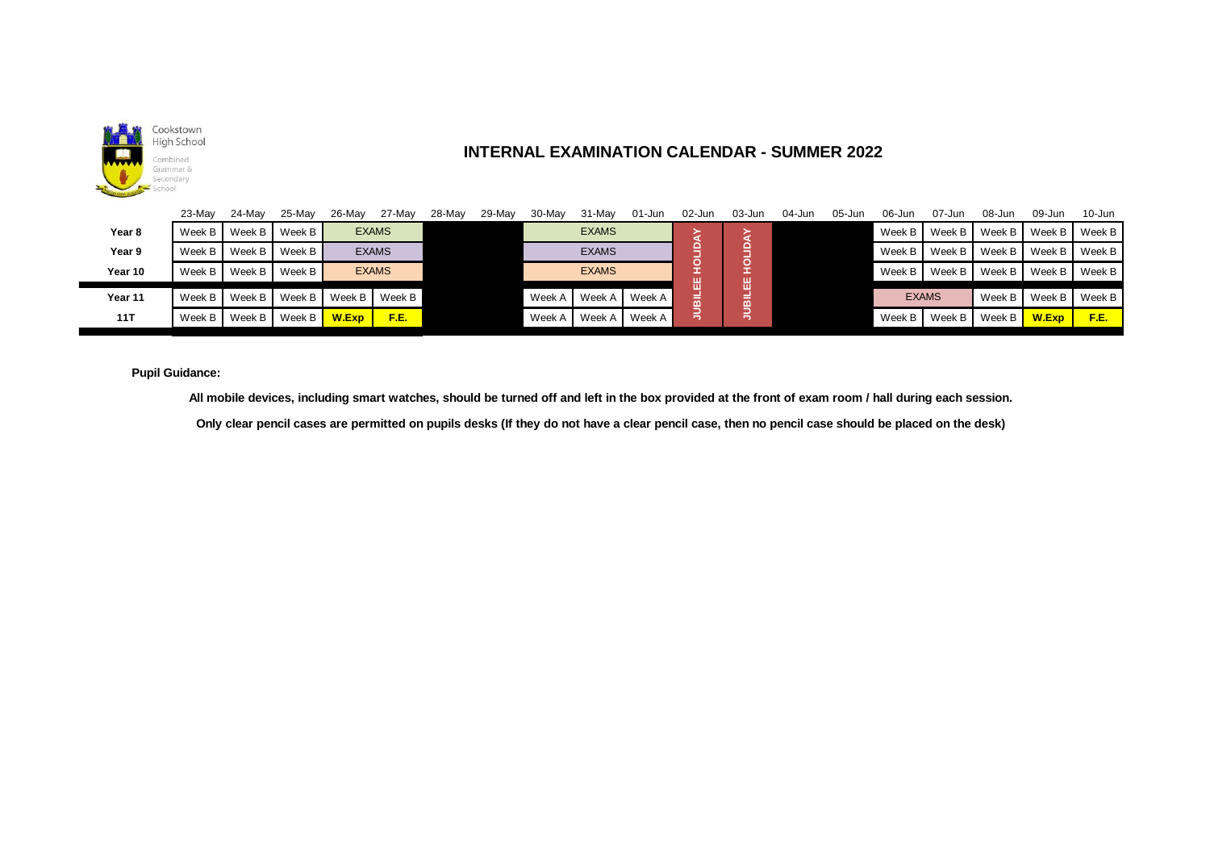Cookstown High School
Combined Grammar & Secondary School

# INTERNAL EXAMINATION CALENDAR - SUMMER 2022

| | 23-May | 24-May | 25-May | 26-May | 27-May | 28-May | 29-May | 30-May | 31-May | 01-Jun | 02-Jun | 03-Jun | 04-Jun | 05-Jun | 06-Jun | 07-Jun | 08-Jun | 09-Jun | 10-Jun |
|---|---|---|---|---|---|---|---|---|---|---|---|---|---|---|---|---|---|---|---|
| **Year 8** | Week B | Week B | Week B | EXAMS | | | | EXAMS | | | JUBILEE HOLIDAY | JUBILEE HOLIDAY | | | Week B | Week B | Week B | Week B | Week B |
| **Year 9** | Week B | Week B | Week B | EXAMS | | | | EXAMS | | | JUBILEE HOLIDAY | JUBILEE HOLIDAY | | | Week B | Week B | Week B | Week B | Week B |
| **Year 10** | Week B | Week B | Week B | EXAMS | | | | EXAMS | | | JUBILEE HOLIDAY | JUBILEE HOLIDAY | | | Week B | Week B | Week B | Week B | Week B |
| **Year 11** | Week B | Week B | Week B | Week B | Week B | | | Week A | Week A | Week A | JUBILEE HOLIDAY | JUBILEE HOLIDAY | | | EXAMS | | Week B | Week B | Week B |
| **11T** | Week B | Week B | Week B | **W.Exp** | **F.E.** | | | Week A | Week A | Week A | JUBILEE HOLIDAY | JUBILEE HOLIDAY | | | Week B | Week B | Week B | **W.Exp** | **F.E.** |

**Pupil Guidance:**

**All mobile devices, including smart watches, should be turned off and left in the box provided at the front of exam room / hall during each session.**

**Only clear pencil cases are permitted on pupils desks (If they do not have a clear pencil case, then no pencil case should be placed on the desk)**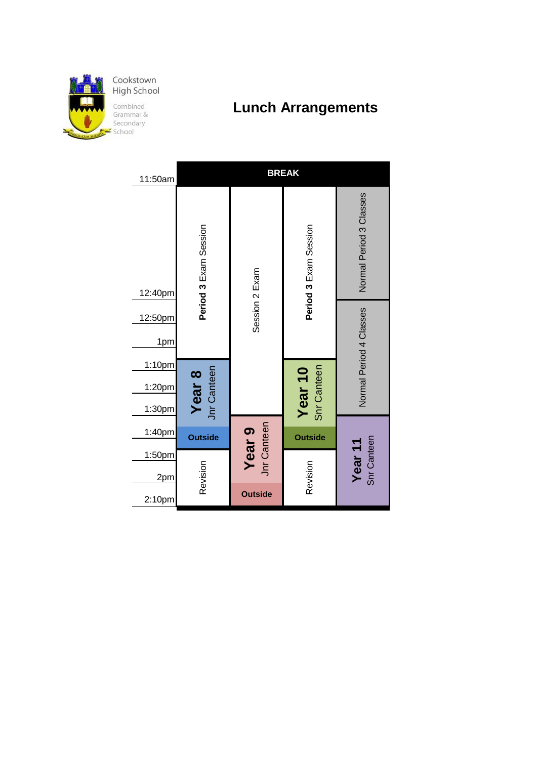Cookstown High School

Combined Grammar & Secondary School

# Lunch Arrangements

| Time | Column 1 | Column 2 | Column 3 | Column 4 |
| --- | --- | --- | --- | --- |
| 11:50am | BREAK | BREAK | BREAK | BREAK |
| 11:50am – 12:40pm | **Period 3** Exam Session | Session 2 Exam | **Period 3** Exam Session | Normal Period 3 Classes |
| 12:40pm – 1:10pm | **Period 3** Exam Session | Session 2 Exam | **Period 3** Exam Session | Normal Period 4 Classes |
| 1:10pm – 1:35pm | **Year 8** Jnr Canteen | Session 2 Exam | **Year 10** Snr Canteen | Normal Period 4 Classes |
| 1:35pm – 1:45pm | **Outside** | **Year 9** Jnr Canteen | **Outside** | **Year 11** Snr Canteen |
| 1:45pm – 1:55pm | Revision | **Year 9** Jnr Canteen | Revision | **Year 11** Snr Canteen |
| 1:55pm – 2:10pm | Revision | **Outside** | Revision | **Year 11** Snr Canteen |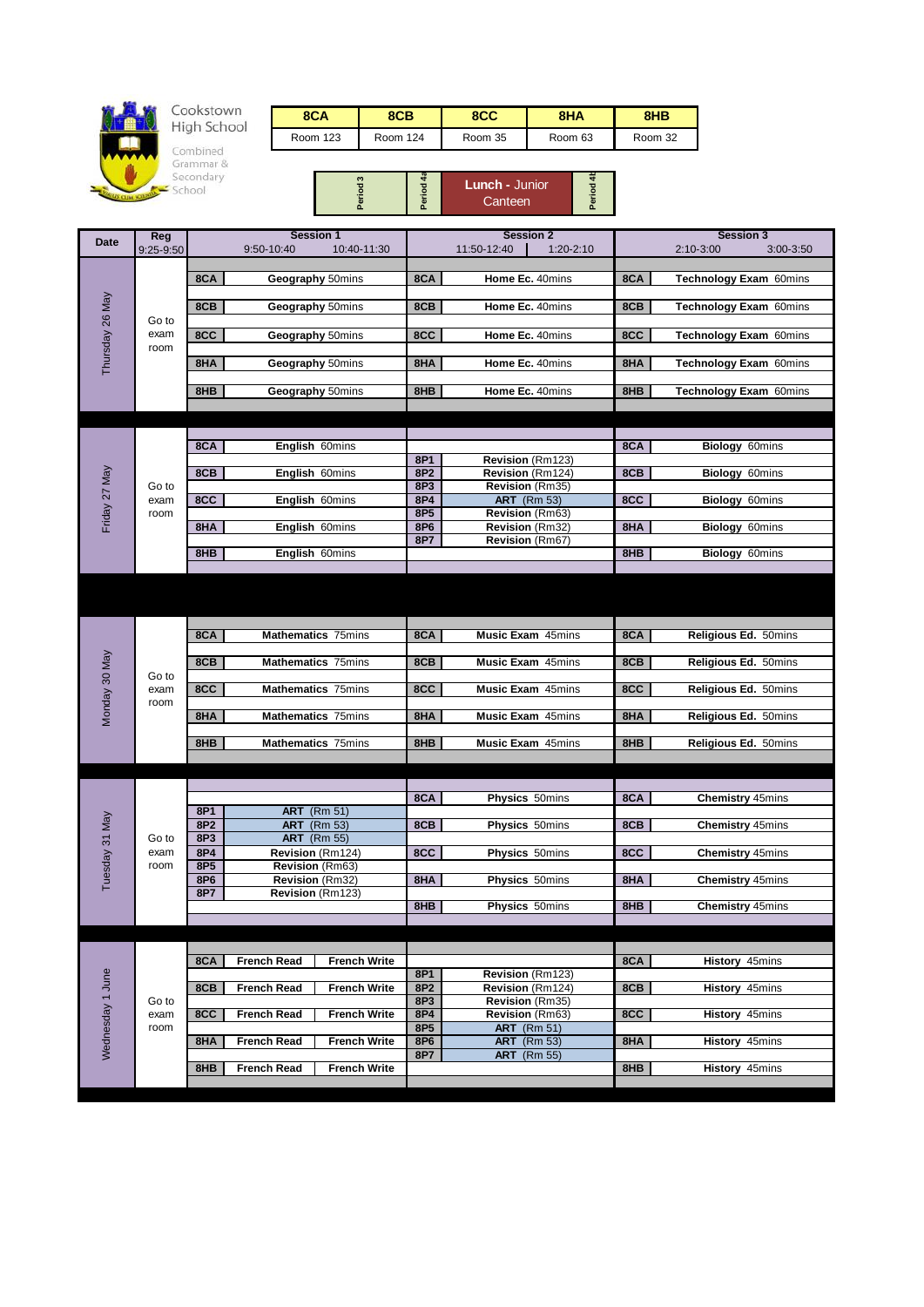Cookstown High School

Combined Grammar & Secondary School

| 8CA | 8CB | 8CC | 8HA | 8HB |
|---|---|---|---|---|
| Room 123 | Room 124 | Room 35 | Room 63 | Room 32 |

Period 3 | Period 4a | **Lunch** - Junior Canteen | Period 4b

| Date | Reg 9:25-9:50 | Session 1 (9:50-10:40, 10:40-11:30) | Session 2 (11:50-12:40, 1:20-2:10) | Session 3 (2:10-3:00, 3:00-3:50) |
|---|---|---|---|---|
| Thursday 26 May | Go to exam room | **8CA** Geography 50mins<br>**8CB** Geography 50mins<br>**8CC** Geography 50mins<br>**8HA** Geography 50mins<br>**8HB** Geography 50mins | **8CA** Home Ec. 40mins<br>**8CB** Home Ec. 40mins<br>**8CC** Home Ec. 40mins<br>**8HA** Home Ec. 40mins<br>**8HB** Home Ec. 40mins | **8CA** Technology Exam 60mins<br>**8CB** Technology Exam 60mins<br>**8CC** Technology Exam 60mins<br>**8HA** Technology Exam 60mins<br>**8HB** Technology Exam 60mins |
| Friday 27 May | Go to exam room | **8CA** English 60mins<br>**8CB** English 60mins<br>**8CC** English 60mins<br>**8HA** English 60mins<br>**8HB** English 60mins | **8P1** Revision (Rm123)<br>**8P2** Revision (Rm124)<br>**8P3** Revision (Rm35)<br>**8P4** ART (Rm 53)<br>**8P5** Revision (Rm63)<br>**8P6** Revision (Rm32)<br>**8P7** Revision (Rm67) | **8CA** Biology 60mins<br>**8CB** Biology 60mins<br>**8CC** Biology 60mins<br>**8HA** Biology 60mins<br>**8HB** Biology 60mins |
| Monday 30 May | Go to exam room | **8CA** Mathematics 75mins<br>**8CB** Mathematics 75mins<br>**8CC** Mathematics 75mins<br>**8HA** Mathematics 75mins<br>**8HB** Mathematics 75mins | **8CA** Music Exam 45mins<br>**8CB** Music Exam 45mins<br>**8CC** Music Exam 45mins<br>**8HA** Music Exam 45mins<br>**8HB** Music Exam 45mins | **8CA** Religious Ed. 50mins<br>**8CB** Religious Ed. 50mins<br>**8CC** Religious Ed. 50mins<br>**8HA** Religious Ed. 50mins<br>**8HB** Religious Ed. 50mins |
| Tuesday 31 May | Go to exam room | **8P1** ART (Rm 51)<br>**8P2** ART (Rm 53)<br>**8P3** ART (Rm 55)<br>**8P4** Revision (Rm124)<br>**8P5** Revision (Rm63)<br>**8P6** Revision (Rm32)<br>**8P7** Revision (Rm123) | **8CA** Physics 50mins<br>**8CB** Physics 50mins<br>**8CC** Physics 50mins<br>**8HA** Physics 50mins<br>**8HB** Physics 50mins | **8CA** Chemistry 45mins<br>**8CB** Chemistry 45mins<br>**8CC** Chemistry 45mins<br>**8HA** Chemistry 45mins<br>**8HB** Chemistry 45mins |
| Wednesday 1 June | Go to exam room | **8CA** French Read / French Write<br>**8CB** French Read / French Write<br>**8CC** French Read / French Write<br>**8HA** French Read / French Write<br>**8HB** French Read / French Write | **8P1** Revision (Rm123)<br>**8P2** Revision (Rm124)<br>**8P3** Revision (Rm35)<br>**8P4** Revision (Rm63)<br>**8P5** ART (Rm 51)<br>**8P6** ART (Rm 53)<br>**8P7** ART (Rm 55) | **8CA** History 45mins<br>**8CB** History 45mins<br>**8CC** History 45mins<br>**8HA** History 45mins<br>**8HB** History 45mins |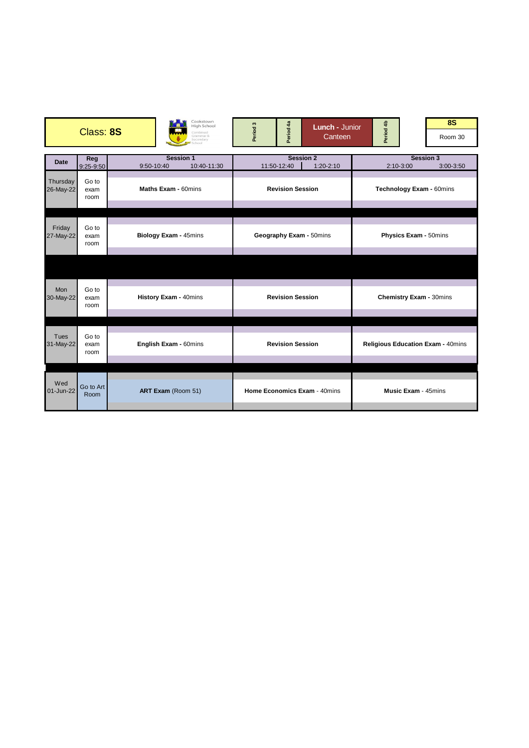| Class: **8S** | Cookstown High School Combined Grammar & Secondary School | Period 3 | Period 4a | **Lunch -** Junior Canteen | Period 4b | **8S** Room 30 |
|---|---|---|---|---|---|---|

| Date | Reg 9:25-9:50 | Session 1 9:50-10:40 / 10:40-11:30 | Session 2 11:50-12:40 / 1:20-2:10 | Session 3 2:10-3:00 / 3:00-3:50 |
|---|---|---|---|---|
| Thursday 26-May-22 | Go to exam room | **Maths Exam -** 60mins | **Revision Session** | **Technology Exam -** 60mins |
| Friday 27-May-22 | Go to exam room | **Biology Exam -** 45mins | **Geography Exam -** 50mins | **Physics Exam -** 50mins |
| Mon 30-May-22 | Go to exam room | **History Exam -** 40mins | **Revision Session** | **Chemistry Exam -** 30mins |
| Tues 31-May-22 | Go to exam room | **English Exam -** 60mins | **Revision Session** | **Religious Education Exam -** 40mins |
| Wed 01-Jun-22 | Go to Art Room | **ART Exam** (Room 51) | **Home Economics Exam** - 40mins | **Music Exam** - 45mins |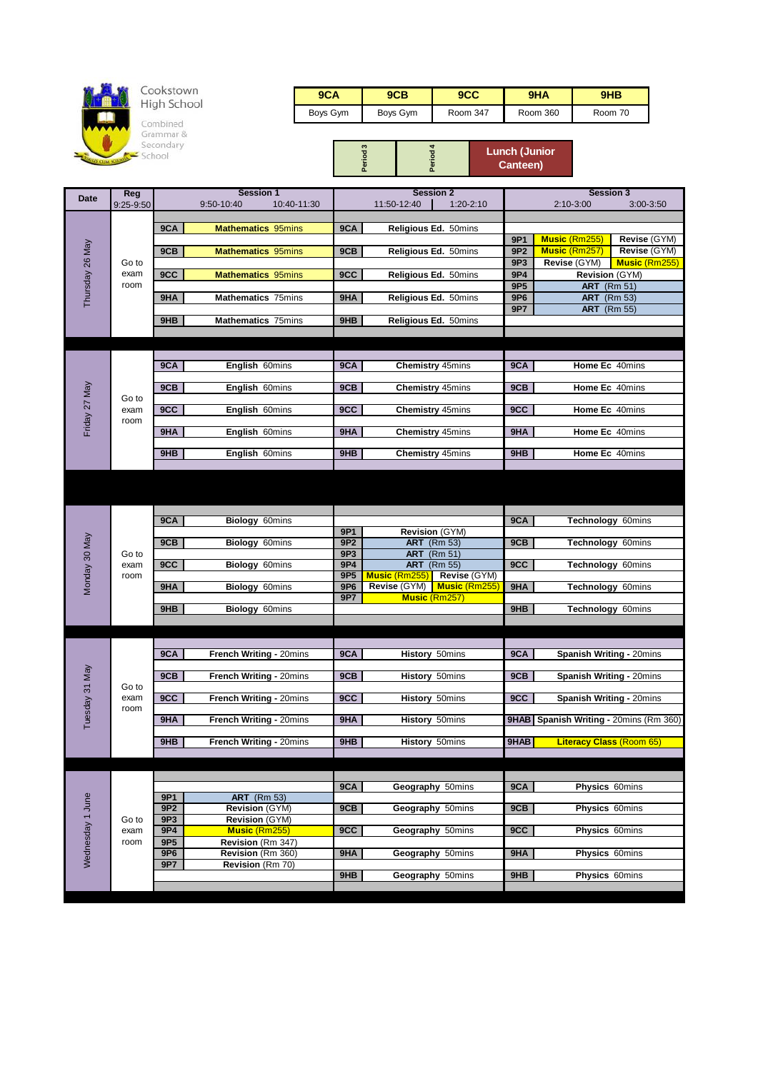Cookstown High School

Combined Grammar & Secondary School

| 9CA | 9CB | 9CC | 9HA | 9HB |
|---|---|---|---|---|
| Boys Gym | Boys Gym | Room 347 | Room 360 | Room 70 |

Period 3 | Period 4 | Lunch (Junior Canteen)

| Date | Reg 9:25-9:50 | Session 1 9:50-10:40 10:40-11:30 | | Session 2 11:50-12:40 1:20-2:10 | | Session 3 2:10-3:00 3:00-3:50 | |
|---|---|---|---|---|---|---|---|
| Thursday 26 May | Go to exam room | 9CA | **Mathematics** 95mins | 9CA | **Religious Ed.** 50mins | 9P1 | **Music** (Rm255) / **Revise** (GYM) |
| | | | | | | 9P2 | **Music** (Rm257) / **Revise** (GYM) |
| | | 9CB | **Mathematics** 95mins | 9CB | **Religious Ed.** 50mins | 9P3 | **Revise** (GYM) / **Music** (Rm255) |
| | | 9CC | **Mathematics** 95mins | 9CC | **Religious Ed.** 50mins | 9P4 | **Revision** (GYM) |
| | | | | | | 9P5 | **ART** (Rm 51) |
| | | 9HA | **Mathematics** 75mins | 9HA | **Religious Ed.** 50mins | 9P6 | **ART** (Rm 53) |
| | | | | | | 9P7 | **ART** (Rm 55) |
| | | 9HB | **Mathematics** 75mins | 9HB | **Religious Ed.** 50mins | | |
| Friday 27 May | Go to exam room | 9CA | **English** 60mins | 9CA | **Chemistry** 45mins | 9CA | **Home Ec** 40mins |
| | | 9CB | **English** 60mins | 9CB | **Chemistry** 45mins | 9CB | **Home Ec** 40mins |
| | | 9CC | **English** 60mins | 9CC | **Chemistry** 45mins | 9CC | **Home Ec** 40mins |
| | | 9HA | **English** 60mins | 9HA | **Chemistry** 45mins | 9HA | **Home Ec** 40mins |
| | | 9HB | **English** 60mins | 9HB | **Chemistry** 45mins | 9HB | **Home Ec** 40mins |
| Monday 30 May | Go to exam room | 9CA | **Biology** 60mins | | | 9CA | **Technology** 60mins |
| | | | | 9P1 | **Revision** (GYM) | | |
| | | 9CB | **Biology** 60mins | 9P2 | **ART** (Rm 53) | 9CB | **Technology** 60mins |
| | | | | 9P3 | **ART** (Rm 51) | | |
| | | 9CC | **Biology** 60mins | 9P4 | **ART** (Rm 55) | 9CC | **Technology** 60mins |
| | | | | 9P5 | **Music** (Rm255) / **Revise** (GYM) | | |
| | | 9HA | **Biology** 60mins | 9P6 | **Revise** (GYM) / **Music** (Rm255) | 9HA | **Technology** 60mins |
| | | | | 9P7 | **Music** (Rm257) | | |
| | | 9HB | **Biology** 60mins | | | 9HB | **Technology** 60mins |
| Tuesday 31 May | Go to exam room | 9CA | **French Writing** - 20mins | 9CA | **History** 50mins | 9CA | **Spanish Writing** - 20mins |
| | | 9CB | **French Writing** - 20mins | 9CB | **History** 50mins | 9CB | **Spanish Writing** - 20mins |
| | | 9CC | **French Writing** - 20mins | 9CC | **History** 50mins | 9CC | **Spanish Writing** - 20mins |
| | | 9HA | **French Writing** - 20mins | 9HA | **History** 50mins | 9HAB | **Spanish Writing** - 20mins (Rm 360) |
| | | 9HB | **French Writing** - 20mins | 9HB | **History** 50mins | 9HAB | **Literacy Class** (Room 65) |
| Wednesday 1 June | Go to exam room | | | 9CA | **Geography** 50mins | 9CA | **Physics** 60mins |
| | | 9P1 | **ART** (Rm 53) | | | | |
| | | 9P2 | **Revision** (GYM) | 9CB | **Geography** 50mins | 9CB | **Physics** 60mins |
| | | 9P3 | **Revision** (GYM) | | | | |
| | | 9P4 | **Music** (Rm255) | 9CC | **Geography** 50mins | 9CC | **Physics** 60mins |
| | | 9P5 | **Revision** (Rm 347) | | | | |
| | | 9P6 | **Revision** (Rm 360) | 9HA | **Geography** 50mins | 9HA | **Physics** 60mins |
| | | 9P7 | **Revision** (Rm 70) | | | | |
| | | | | 9HB | **Geography** 50mins | 9HB | **Physics** 60mins |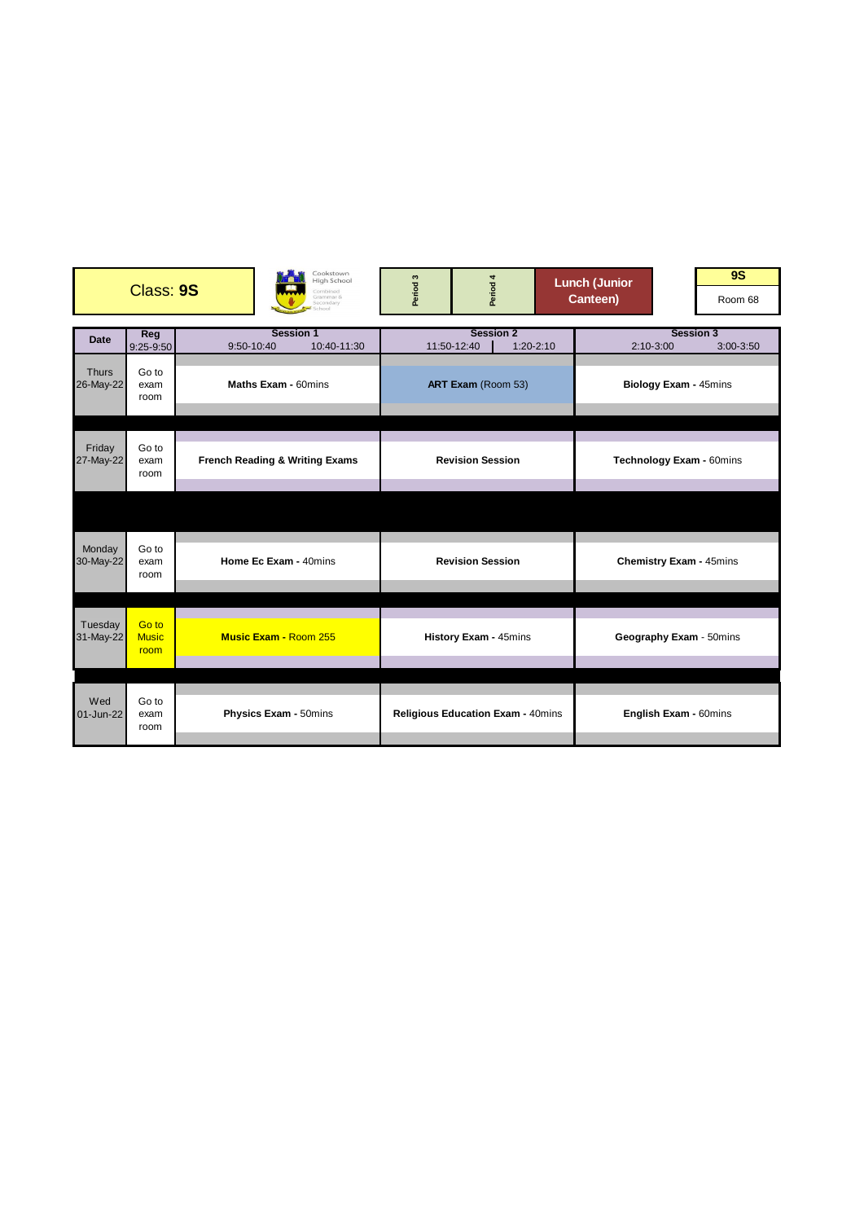| Class: **9S** | Cookstown High School Combined Grammar & Secondary School | Period 3 | Period 4 | Lunch (Junior Canteen) | **9S** Room 68 |
|---|---|---|---|---|---|

| Date | Reg 9:25-9:50 | Session 1 9:50-10:40 10:40-11:30 | Session 2 11:50-12:40 1:20-2:10 | Session 3 2:10-3:00 3:00-3:50 |
|---|---|---|---|---|
| Thurs 26-May-22 | Go to exam room | **Maths Exam -** 60mins | **ART Exam** (Room 53) | **Biology Exam -** 45mins |
| Friday 27-May-22 | Go to exam room | **French Reading & Writing Exams** | **Revision Session** | **Technology Exam -** 60mins |
| Monday 30-May-22 | Go to exam room | **Home Ec Exam -** 40mins | **Revision Session** | **Chemistry Exam -** 45mins |
| Tuesday 31-May-22 | Go to Music room | **Music Exam -** Room 255 | **History Exam -** 45mins | **Geography Exam** - 50mins |
| Wed 01-Jun-22 | Go to exam room | **Physics Exam -** 50mins | **Religious Education Exam -** 40mins | **English Exam -** 60mins |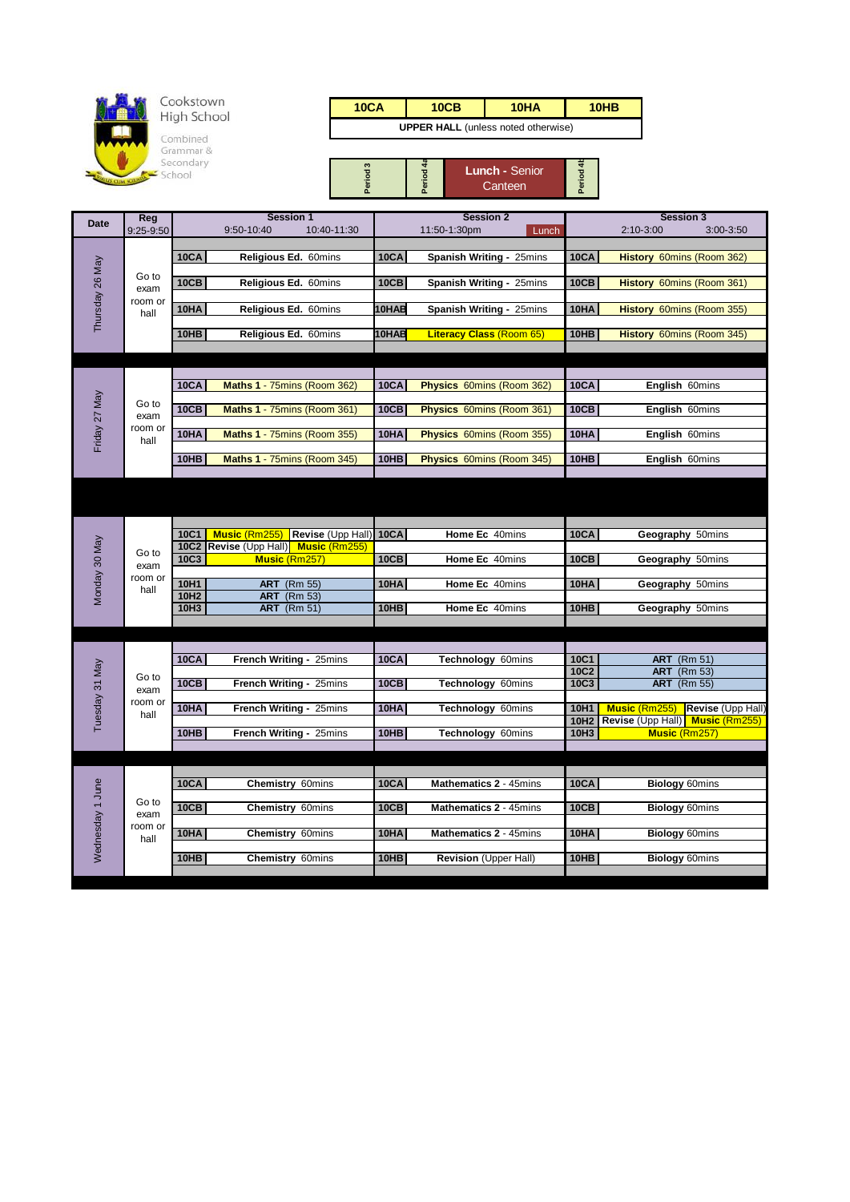Cookstown High School

Combined Grammar & Secondary School

| 10CA | 10CB | 10HA | 10HB |
|---|---|---|---|
| UPPER HALL (unless noted otherwise) | | | |

| Period 3 | Period 4a | Lunch - Senior Canteen | Period 4b |
|---|---|---|---|

| Date | Reg 9:25-9:50 | Session 1 9:50-10:40 10:40-11:30 | | Session 2 11:50-1:30pm Lunch | | Session 3 2:10-3:00 3:00-3:50 | |
|---|---|---|---|---|---|---|---|
| Thursday 26 May | Go to exam room or hall | 10CA | Religious Ed. 60mins | 10CA | Spanish Writing - 25mins | 10CA | History 60mins (Room 362) |
| | | 10CB | Religious Ed. 60mins | 10CB | Spanish Writing - 25mins | 10CB | History 60mins (Room 361) |
| | | 10HA | Religious Ed. 60mins | 10HAB | Spanish Writing - 25mins | 10HA | History 60mins (Room 355) |
| | | 10HB | Religious Ed. 60mins | 10HAB | Literacy Class (Room 65) | 10HB | History 60mins (Room 345) |
| Friday 27 May | Go to exam room or hall | 10CA | Maths 1 - 75mins (Room 362) | 10CA | Physics 60mins (Room 362) | 10CA | English 60mins |
| | | 10CB | Maths 1 - 75mins (Room 361) | 10CB | Physics 60mins (Room 361) | 10CB | English 60mins |
| | | 10HA | Maths 1 - 75mins (Room 355) | 10HA | Physics 60mins (Room 355) | 10HA | English 60mins |
| | | 10HB | Maths 1 - 75mins (Room 345) | 10HB | Physics 60mins (Room 345) | 10HB | English 60mins |
| Monday 30 May | Go to exam room or hall | 10C1 | Music (Rm255) / Revise (Upp Hall) | 10CA | Home Ec 40mins | 10CA | Geography 50mins |
| | | 10C2 | Revise (Upp Hall) / Music (Rm255) | | | | |
| | | 10C3 | Music (Rm257) | 10CB | Home Ec 40mins | 10CB | Geography 50mins |
| | | 10H1 | ART (Rm 55) | 10HA | Home Ec 40mins | 10HA | Geography 50mins |
| | | 10H2 | ART (Rm 53) | | | | |
| | | 10H3 | ART (Rm 51) | 10HB | Home Ec 40mins | 10HB | Geography 50mins |
| Tuesday 31 May | Go to exam room or hall | 10CA | French Writing - 25mins | 10CA | Technology 60mins | 10C1 | ART (Rm 51) |
| | | | | | | 10C2 | ART (Rm 53) |
| | | 10CB | French Writing - 25mins | 10CB | Technology 60mins | 10C3 | ART (Rm 55) |
| | | 10HA | French Writing - 25mins | 10HA | Technology 60mins | 10H1 | Music (Rm255) / Revise (Upp Hall) |
| | | | | | | 10H2 | Revise (Upp Hall) / Music (Rm255) |
| | | 10HB | French Writing - 25mins | 10HB | Technology 60mins | 10H3 | Music (Rm257) |
| Wednesday 1 June | Go to exam room or hall | 10CA | Chemistry 60mins | 10CA | Mathematics 2 - 45mins | 10CA | Biology 60mins |
| | | 10CB | Chemistry 60mins | 10CB | Mathematics 2 - 45mins | 10CB | Biology 60mins |
| | | 10HA | Chemistry 60mins | 10HA | Mathematics 2 - 45mins | 10HA | Biology 60mins |
| | | 10HB | Chemistry 60mins | 10HB | Revision (Upper Hall) | 10HB | Biology 60mins |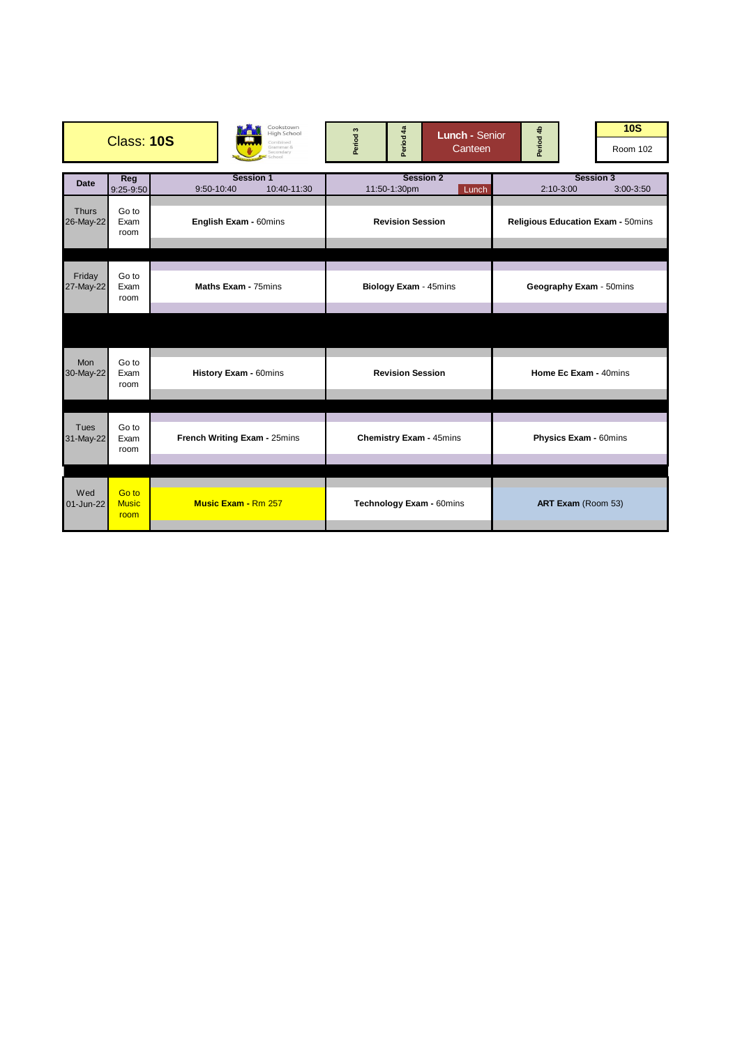| Class: **10S** | | Cookstown High School | Period 3 | Period 4a | **Lunch** - Senior Canteen | Period 4b | **10S** Room 102 |
|---|---|---|---|---|---|---|---|

| Date | Reg 9:25-9:50 | Session 1 9:50-10:40 10:40-11:30 | Session 2 11:50-1:30pm Lunch | Session 3 2:10-3:00 3:00-3:50 |
|---|---|---|---|---|
| Thurs 26-May-22 | Go to Exam room | **English Exam** - 60mins | **Revision Session** | **Religious Education Exam** - 50mins |
| Friday 27-May-22 | Go to Exam room | **Maths Exam** - 75mins | **Biology Exam** - 45mins | **Geography Exam** - 50mins |
| Mon 30-May-22 | Go to Exam room | **History Exam** - 60mins | **Revision Session** | **Home Ec Exam** - 40mins |
| Tues 31-May-22 | Go to Exam room | **French Writing Exam** - 25mins | **Chemistry Exam** - 45mins | **Physics Exam** - 60mins |
| Wed 01-Jun-22 | Go to Music room | **Music Exam** - Rm 257 | **Technology Exam** - 60mins | **ART Exam** (Room 53) |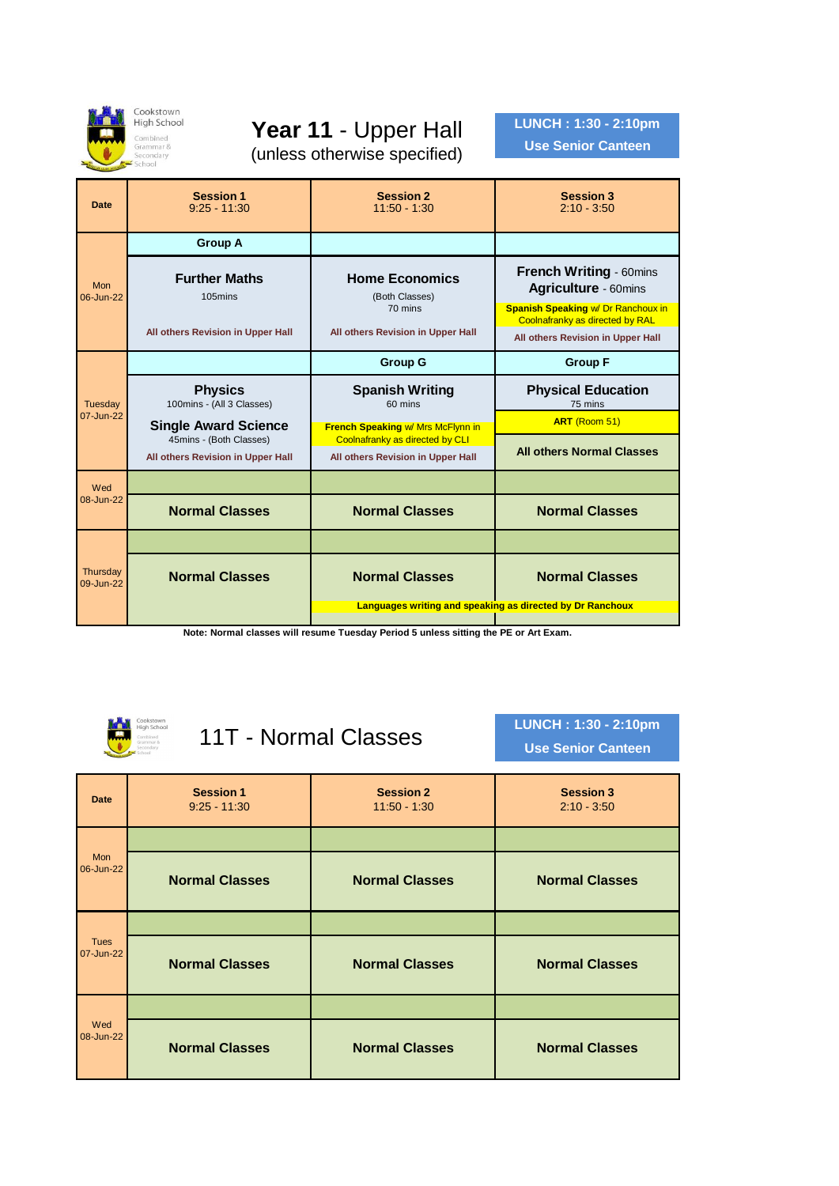Cookstown High School
Combined Grammar & Secondary School

# Year 11 - Upper Hall
(unless otherwise specified)

**LUNCH : 1:30 - 2:10pm**
**Use Senior Canteen**

| Date | Session 1<br>9:25 - 11:30 | Session 2<br>11:50 - 1:30 | Session 3<br>2:10 - 3:50 |
|---|---|---|---|
| Mon<br>06-Jun-22 | **Group A**<br>**Further Maths**<br>105mins<br>All others Revision in Upper Hall | **Home Economics**<br>(Both Classes)<br>70 mins<br>All others Revision in Upper Hall | **French Writing** - 60mins<br>**Agriculture** - 60mins<br>**Spanish Speaking** w/ Dr Ranchoux in Coolnafranky as directed by RAL<br>All others Revision in Upper Hall |
| Tuesday<br>07-Jun-22 | **Physics**<br>100mins - (All 3 Classes)<br>**Single Award Science**<br>45mins - (Both Classes)<br>All others Revision in Upper Hall | **Group G**<br>**Spanish Writing**<br>60 mins<br>**French Speaking** w/ Mrs McFlynn in Coolnafranky as directed by CLI<br>All others Revision in Upper Hall | **Group F**<br>**Physical Education**<br>75 mins<br>**ART** (Room 51)<br>All others Normal Classes |
| Wed<br>08-Jun-22 | Normal Classes | Normal Classes | Normal Classes |
| Thursday<br>09-Jun-22 | Normal Classes | Normal Classes<br>**Languages writing and speaking as directed by Dr Ranchoux** | Normal Classes |

**Note: Normal classes will resume Tuesday Period 5 unless sitting the PE or Art Exam.**

Cookstown High School
Combined Grammar & Secondary School

# 11T - Normal Classes

**LUNCH : 1:30 - 2:10pm**
**Use Senior Canteen**

| Date | Session 1<br>9:25 - 11:30 | Session 2<br>11:50 - 1:30 | Session 3<br>2:10 - 3:50 |
|---|---|---|---|
| Mon<br>06-Jun-22 | Normal Classes | Normal Classes | Normal Classes |
| Tues<br>07-Jun-22 | Normal Classes | Normal Classes | Normal Classes |
| Wed<br>08-Jun-22 | Normal Classes | Normal Classes | Normal Classes |